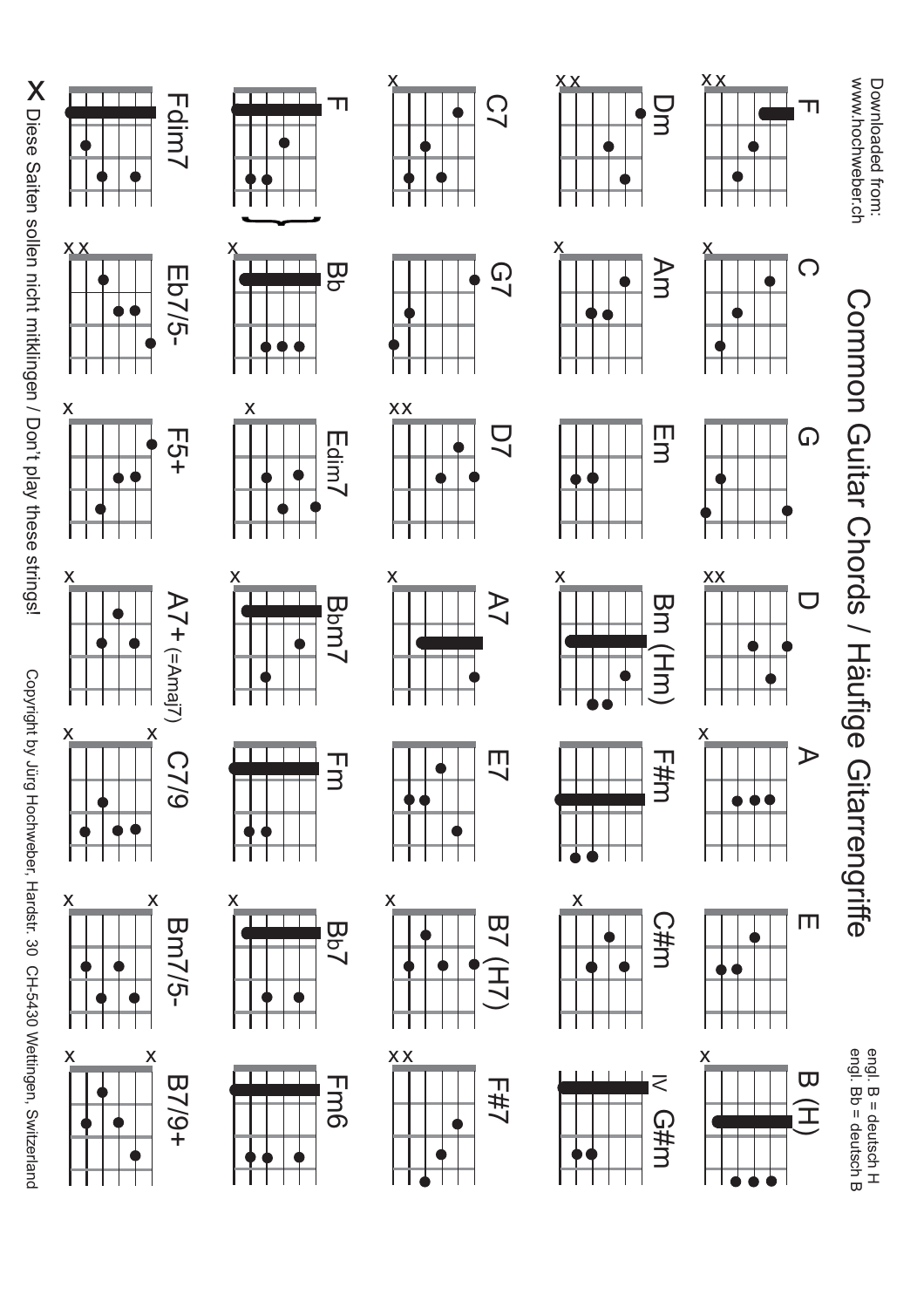Downloaded from:
www.hochweber.ch

# Common Guitar Chords / Häufige Gitarrengriffe

engl. B = deutsch H
engl. Bb = deutsch B

F, C, G, D, A, E, B (H)

Dm, Am, Em, Bm (Hm), F#m, C#m, IV G#m

C7, G7, D7, A7, E7, B7 (H7), F#7

F, Bb, Edim7, Bbm7, Fm, Bb7, Fm6

Fdim7, Eb7/5-, F5+, A7+ (=Amaj7), C7/9, Bm7/5-, B7/9+

X Diese Saiten sollen nicht mitklingen / Don't play these strings!

Copyright by Jürg Hochweber, Hardstr. 30 CH-5430 Wettingen, Switzerland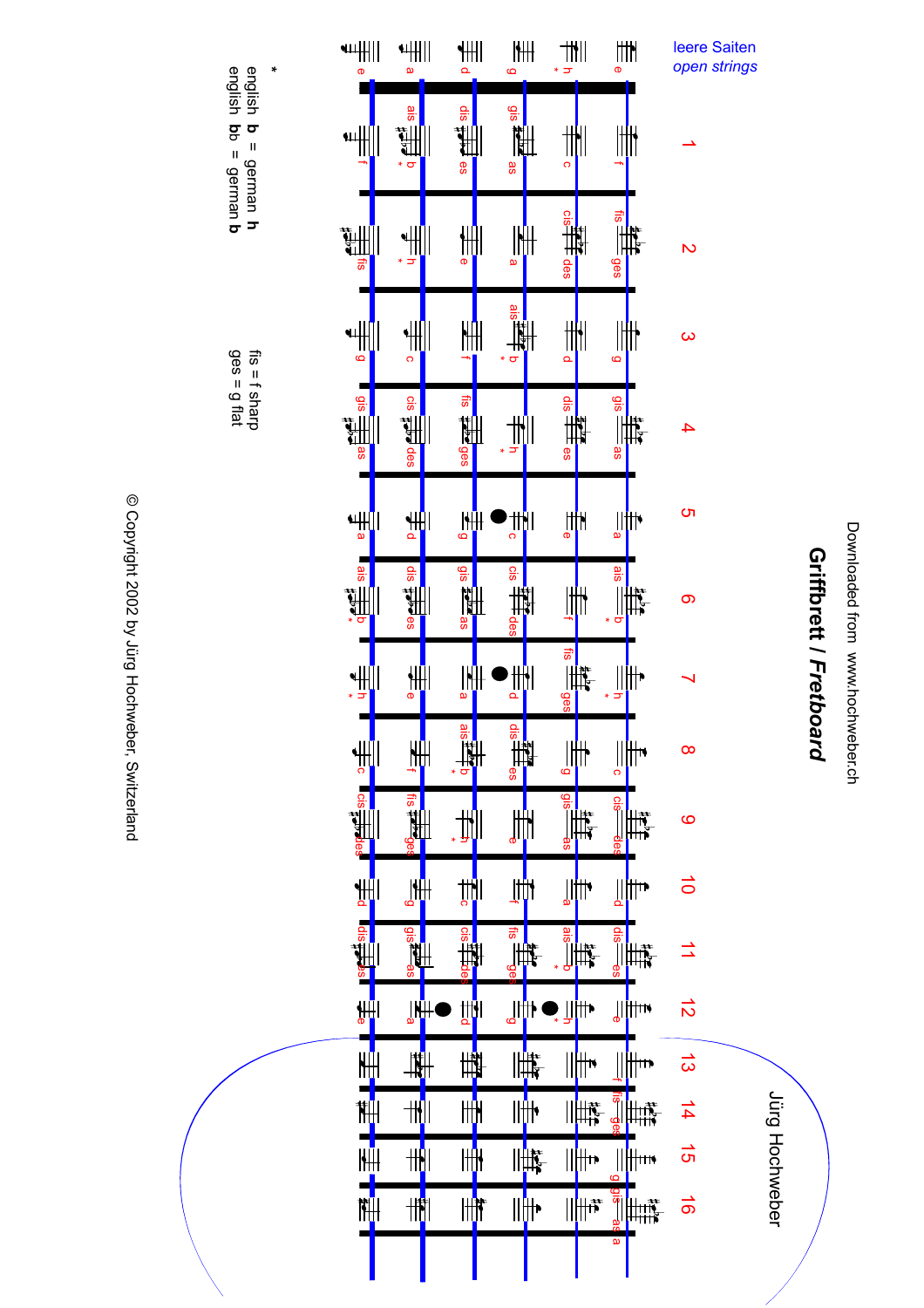Downloaded from www.hochweber.ch

# *Griffbrett / Fretboard*

Jürg Hochweber

| leere Saiten / *open strings* | 1 | 2 | 3 | 4 | 5 | 6 | 7 | 8 | 9 | 10 | 11 | 12 | 13 | 14 | 15 | 16 |
|---|---|---|---|---|---|---|---|---|---|---|---|---|---|---|---|---|
| e | f | fis / ges | g | gis / as | a | ais / b* | h* | c | cis / des | d | dis / es | e | f | fis / ges | g | gis / as |
| h* | c | cis / des | d | dis / es | e | f | fis / ges | g | gis / as | a | ais / b* | h* | | | | |
| g | gis / as | a | ais / b* | h* | c | cis / des | d | dis / es | e | f | fis / ges | g | | | | |
| d | dis / es | e | f | fis / ges | g | gis / as | a | ais / b* | h* | c | cis / des | d | | | | |
| a | ais / b* | h* | c | cis / des | d | dis / es | e | f | fis / ges | g | gis / as | a | | | | |
| e | f | fis | g | gis / as | a | ais / b* | h* | c | cis / des | d | dis / es | e | | | | |

\* english **b** = german **h**
english **bb** = german **b**

fis = f sharp
ges = g flat

© Copyright 2002 by Jürg Hochweber, Switzerland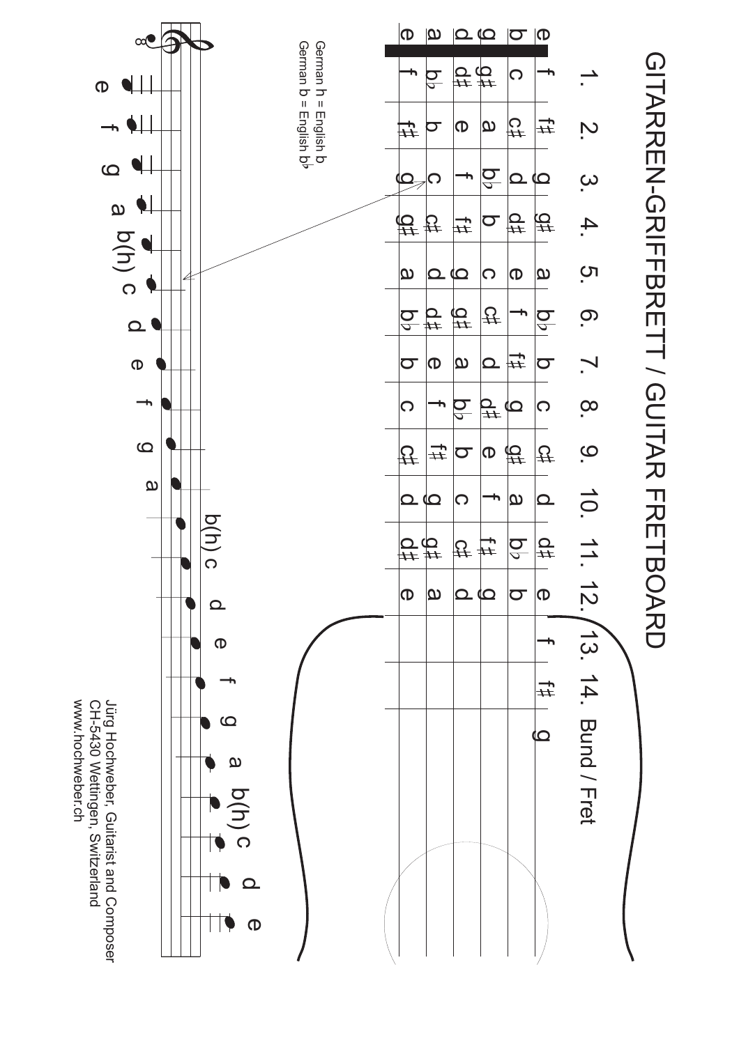# GITARREN-GRIFFBRETT / GUITAR FRETBOARD

| String | 1. | 2. | 3. | 4. | 5. | 6. | 7. | 8. | 9. | 10. | 11. | 12. | 13. | 14. |
|---|---|---|---|---|---|---|---|---|---|---|---|---|---|---|
| e | f | f♯ | g | g♯ | a | b♭ | b | c | c♯ | d | d♯ | e | f | f♯ | g |
| b | c | c♯ | d | d♯ | e | f | f♯ | g | g♯ | a | b♭ | b | | |
| g | g♯ | a | b♭ | b | c | c♯ | d | d♯ | e | f | f♯ | g | | |
| d | d♯ | e | f | f♯ | g | g♯ | a | b♭ | b | c | c♯ | d | | |
| a | b♭ | b | c | c♯ | d | d♯ | e | f | f♯ | g | g♯ | a | | |
| e | f | f♯ | g | g♯ | a | b♭ | b | c | c♯ | d | d♯ | e | | |

Bund / Fret

German h = English b
German b = English b♭

e f g a b(h) c d e f g a b(h) c d e f g a b(h) c d e

Jürg Hochweber, Guitarist and Composer
CH-5430 Wettingen, Switzerland
www.hochweber.ch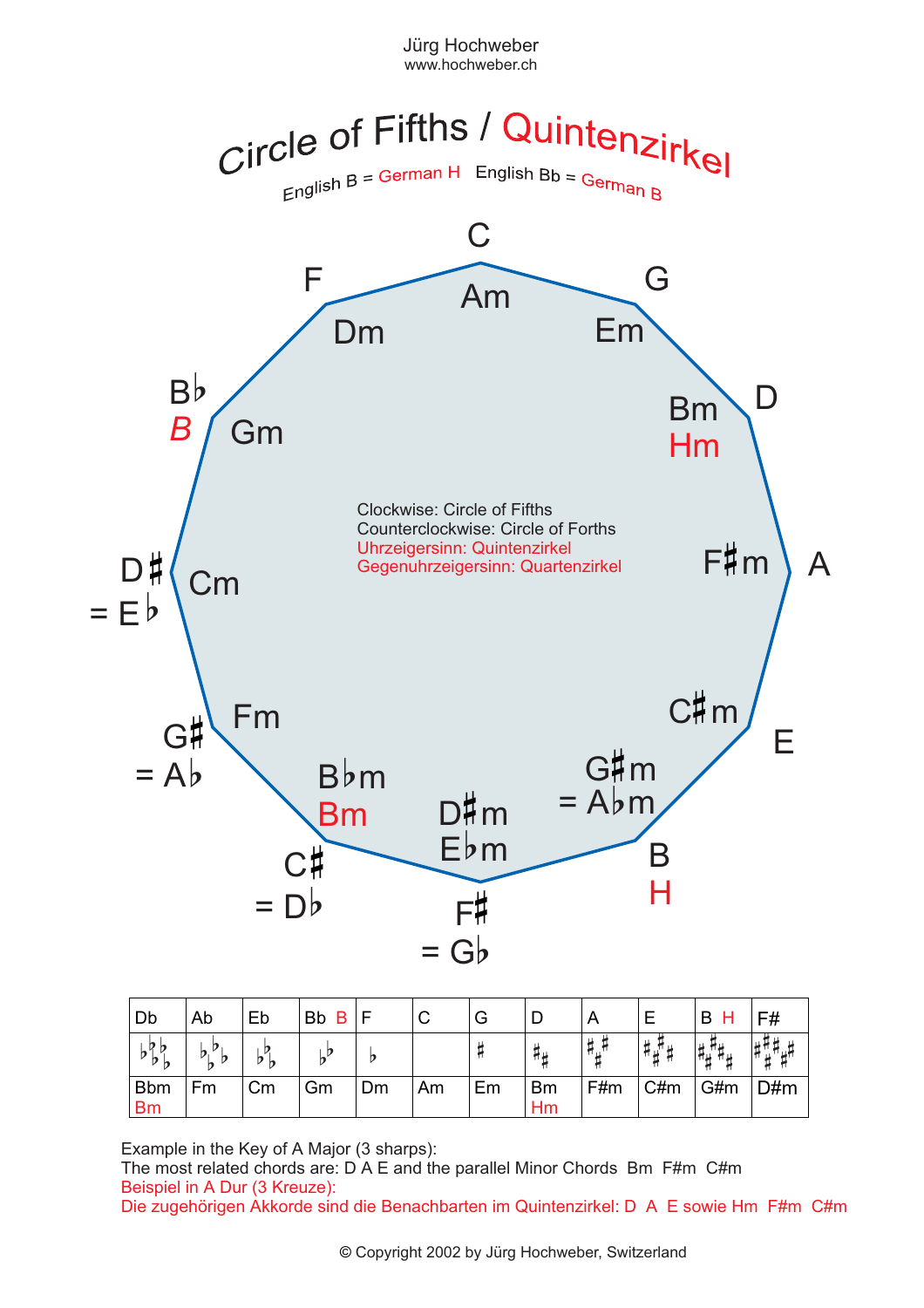Jürg Hochweber
www.hochweber.ch

# Circle of Fifths / Quintenzirkel

English B = German H   English Bb = German B

C
Am
G
Em
D
Bm = Hm
A
F♯m
E
C♯m
B
H
G♯m = A♭m
F♯ = G♭
D♯m
E♭m
C♯ = D♭
B♭m
Bm
G♯ = A♭
Fm
D♯ = E♭
Cm
B♭
B
Gm
F
Dm

Clockwise: Circle of Fifths
Counterclockwise: Circle of Forths
Uhrzeigersinn: Quintenzirkel
Gegenuhrzeigersinn: Quartenzirkel

| Db | Ab | Eb | Bb B | F | C | G | D | A | E | B H | F# |
|---|---|---|---|---|---|---|---|---|---|---|---|
| ♭♭♭♭♭ | ♭♭♭♭ | ♭♭♭ | ♭♭ | ♭ | | ♯ | ♯♯ | ♯♯♯ | ♯♯♯♯ | ♯♯♯♯♯ | ♯♯♯♯♯♯ |
| Bbm Bm | Fm | Cm | Gm | Dm | Am | Em | Bm Hm | F#m | C#m | G#m | D#m |

Example in the Key of A Major (3 sharps):
The most related chords are: D A E and the parallel Minor Chords Bm F#m C#m
Beispiel in A Dur (3 Kreuze):
Die zugehörigen Akkorde sind die Benachbarten im Quintenzirkel: D A E sowie Hm F#m C#m

© Copyright 2002 by Jürg Hochweber, Switzerland